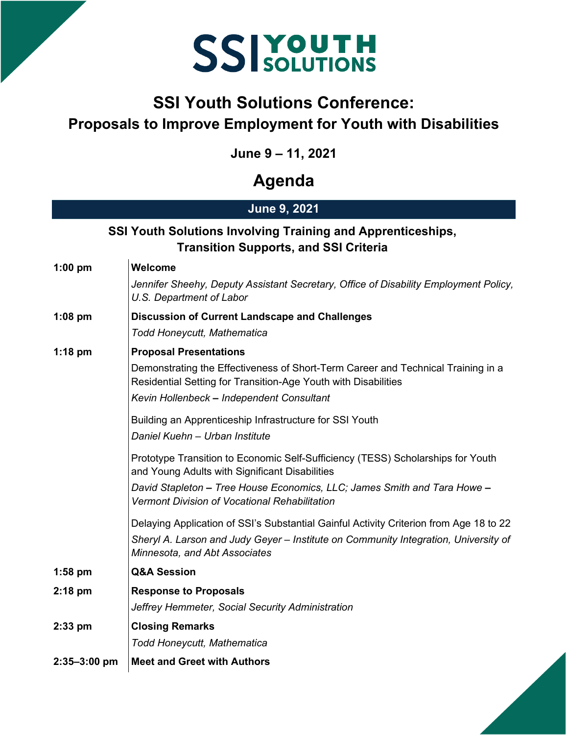SSI YOUTH SOLUTIONS

# SSI Youth Solutions Conference:
## Proposals to Improve Employment for Youth with Disabilities

**June 9 – 11, 2021**

# Agenda

## June 9, 2021

### SSI Youth Solutions Involving Training and Apprenticeships, Transition Supports, and SSI Criteria

| | |
|---|---|
| **1:00 pm** | **Welcome**<br>*Jennifer Sheehy, Deputy Assistant Secretary, Office of Disability Employment Policy, U.S. Department of Labor* |
| **1:08 pm** | **Discussion of Current Landscape and Challenges**<br>*Todd Honeycutt, Mathematica* |
| **1:18 pm** | **Proposal Presentations**<br>Demonstrating the Effectiveness of Short-Term Career and Technical Training in a Residential Setting for Transition-Age Youth with Disabilities<br>*Kevin Hollenbeck – Independent Consultant*<br><br>Building an Apprenticeship Infrastructure for SSI Youth<br>*Daniel Kuehn – Urban Institute*<br><br>Prototype Transition to Economic Self-Sufficiency (TESS) Scholarships for Youth and Young Adults with Significant Disabilities<br>*David Stapleton – Tree House Economics, LLC; James Smith and Tara Howe – Vermont Division of Vocational Rehabilitation*<br><br>Delaying Application of SSI's Substantial Gainful Activity Criterion from Age 18 to 22<br>*Sheryl A. Larson and Judy Geyer – Institute on Community Integration, University of Minnesota, and Abt Associates* |
| **1:58 pm** | **Q&A Session** |
| **2:18 pm** | **Response to Proposals**<br>*Jeffrey Hemmeter, Social Security Administration* |
| **2:33 pm** | **Closing Remarks**<br>*Todd Honeycutt, Mathematica* |
| **2:35–3:00 pm** | **Meet and Greet with Authors** |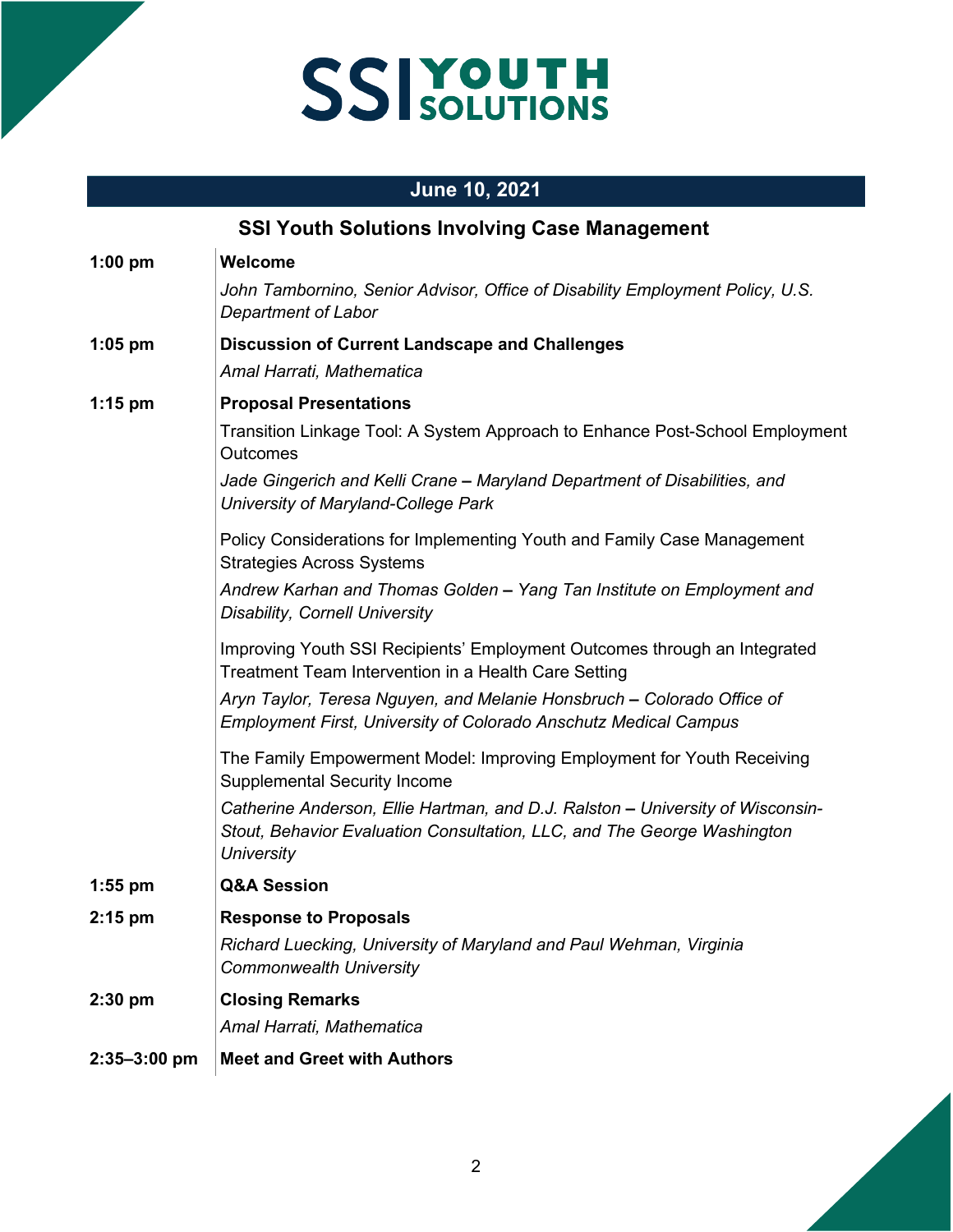# SSI YOUTH SOLUTIONS

## June 10, 2021

### SSI Youth Solutions Involving Case Management

| | |
|---|---|
| **1:00 pm** | **Welcome**<br>*John Tambornino, Senior Advisor, Office of Disability Employment Policy, U.S. Department of Labor* |
| **1:05 pm** | **Discussion of Current Landscape and Challenges**<br>*Amal Harrati, Mathematica* |
| **1:15 pm** | **Proposal Presentations**<br>Transition Linkage Tool: A System Approach to Enhance Post-School Employment Outcomes<br>*Jade Gingerich and Kelli Crane* **–** *Maryland Department of Disabilities, and University of Maryland-College Park*<br>Policy Considerations for Implementing Youth and Family Case Management Strategies Across Systems<br>*Andrew Karhan and Thomas Golden* **–** *Yang Tan Institute on Employment and Disability, Cornell University*<br>Improving Youth SSI Recipients' Employment Outcomes through an Integrated Treatment Team Intervention in a Health Care Setting<br>*Aryn Taylor, Teresa Nguyen, and Melanie Honsbruch* **–** *Colorado Office of Employment First, University of Colorado Anschutz Medical Campus*<br>The Family Empowerment Model: Improving Employment for Youth Receiving Supplemental Security Income<br>*Catherine Anderson, Ellie Hartman, and D.J. Ralston* **–** *University of Wisconsin-Stout, Behavior Evaluation Consultation, LLC, and The George Washington University* |
| **1:55 pm** | **Q&A Session** |
| **2:15 pm** | **Response to Proposals**<br>*Richard Luecking, University of Maryland and Paul Wehman, Virginia Commonwealth University* |
| **2:30 pm** | **Closing Remarks**<br>*Amal Harrati, Mathematica* |
| **2:35–3:00 pm** | **Meet and Greet with Authors** |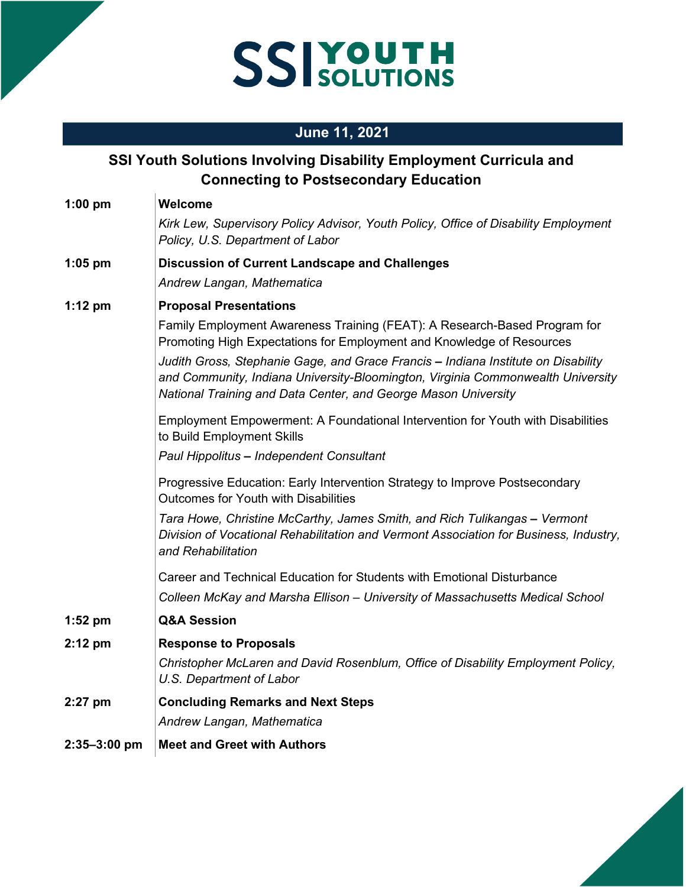# SSI YOUTH SOLUTIONS

## June 11, 2021

## SSI Youth Solutions Involving Disability Employment Curricula and Connecting to Postsecondary Education

| | |
|---|---|
| **1:00 pm** | **Welcome**<br>*Kirk Lew, Supervisory Policy Advisor, Youth Policy, Office of Disability Employment Policy, U.S. Department of Labor* |
| **1:05 pm** | **Discussion of Current Landscape and Challenges**<br>*Andrew Langan, Mathematica* |
| **1:12 pm** | **Proposal Presentations**<br>Family Employment Awareness Training (FEAT): A Research-Based Program for Promoting High Expectations for Employment and Knowledge of Resources<br>*Judith Gross, Stephanie Gage, and Grace Francis* **–** *Indiana Institute on Disability and Community, Indiana University-Bloomington, Virginia Commonwealth University National Training and Data Center, and George Mason University*<br><br>Employment Empowerment: A Foundational Intervention for Youth with Disabilities to Build Employment Skills<br>*Paul Hippolitus* **–** *Independent Consultant*<br><br>Progressive Education: Early Intervention Strategy to Improve Postsecondary Outcomes for Youth with Disabilities<br>*Tara Howe, Christine McCarthy, James Smith, and Rich Tulikangas* **–** *Vermont Division of Vocational Rehabilitation and Vermont Association for Business, Industry, and Rehabilitation*<br><br>Career and Technical Education for Students with Emotional Disturbance<br>*Colleen McKay and Marsha Ellison – University of Massachusetts Medical School* |
| **1:52 pm** | **Q&A Session** |
| **2:12 pm** | **Response to Proposals**<br>*Christopher McLaren and David Rosenblum, Office of Disability Employment Policy, U.S. Department of Labor* |
| **2:27 pm** | **Concluding Remarks and Next Steps**<br>*Andrew Langan, Mathematica* |
| **2:35–3:00 pm** | **Meet and Greet with Authors** |